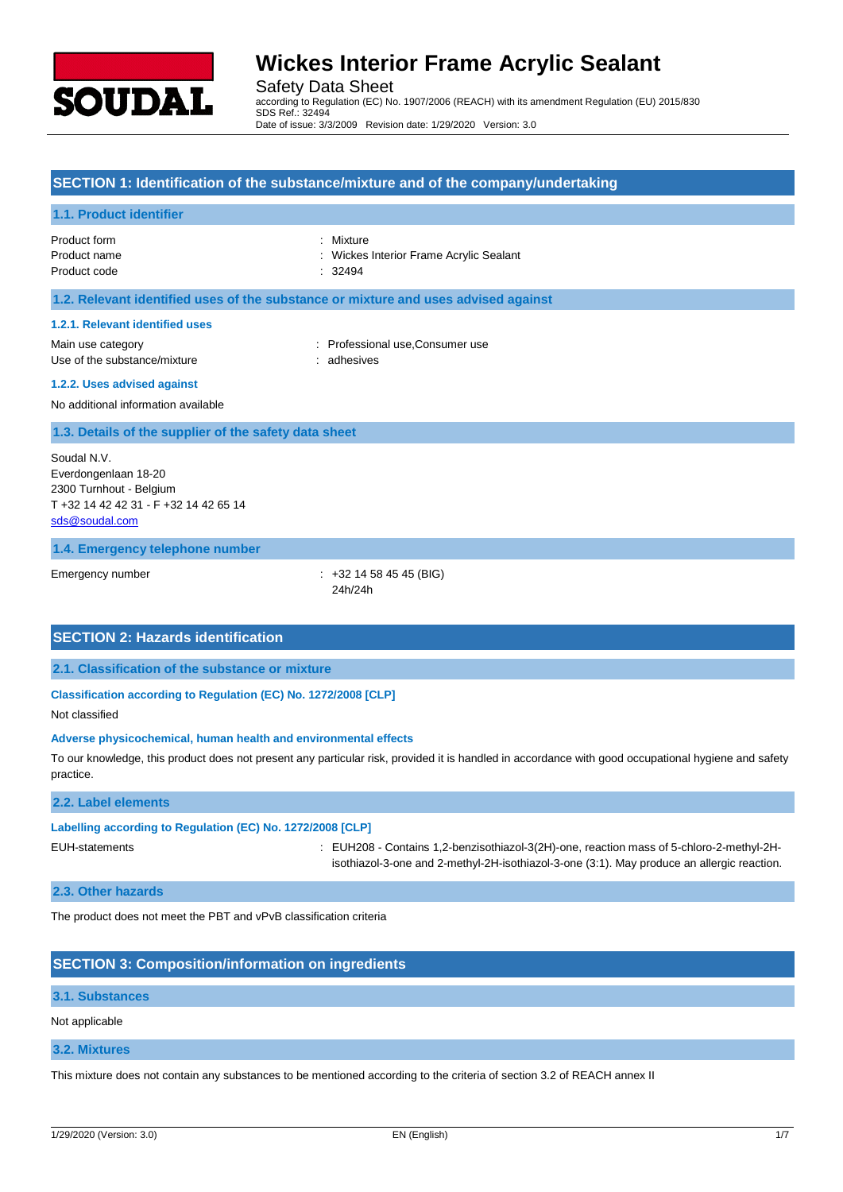# Wickes Interior Frame Acrylic Sealant

Safety Data Sheet
according to Regulation (EC) No. 1907/2006 (REACH) with its amendment Regulation (EU) 2015/830
SDS Ref.: 32494
Date of issue: 3/3/2009 Revision date: 1/29/2020 Version: 3.0

## SECTION 1: Identification of the substance/mixture and of the company/undertaking

### 1.1. Product identifier

Product form : Mixture
Product name : Wickes Interior Frame Acrylic Sealant
Product code : 32494

### 1.2. Relevant identified uses of the substance or mixture and uses advised against

#### 1.2.1. Relevant identified uses

Main use category : Professional use,Consumer use
Use of the substance/mixture : adhesives

#### 1.2.2. Uses advised against

No additional information available

### 1.3. Details of the supplier of the safety data sheet

Soudal N.V.
Everdongenlaan 18-20
2300 Turnhout - Belgium
T +32 14 42 42 31 - F +32 14 42 65 14
sds@soudal.com

### 1.4. Emergency telephone number

Emergency number : +32 14 58 45 45 (BIG)
24h/24h

## SECTION 2: Hazards identification

### 2.1. Classification of the substance or mixture

**Classification according to Regulation (EC) No. 1272/2008 [CLP]**

Not classified

**Adverse physicochemical, human health and environmental effects**

To our knowledge, this product does not present any particular risk, provided it is handled in accordance with good occupational hygiene and safety practice.

### 2.2. Label elements

**Labelling according to Regulation (EC) No. 1272/2008 [CLP]**

EUH-statements : EUH208 - Contains 1,2-benzisothiazol-3(2H)-one, reaction mass of 5-chloro-2-methyl-2H-isothiazol-3-one and 2-methyl-2H-isothiazol-3-one (3:1). May produce an allergic reaction.

### 2.3. Other hazards

The product does not meet the PBT and vPvB classification criteria

## SECTION 3: Composition/information on ingredients

### 3.1. Substances

Not applicable

### 3.2. Mixtures

This mixture does not contain any substances to be mentioned according to the criteria of section 3.2 of REACH annex II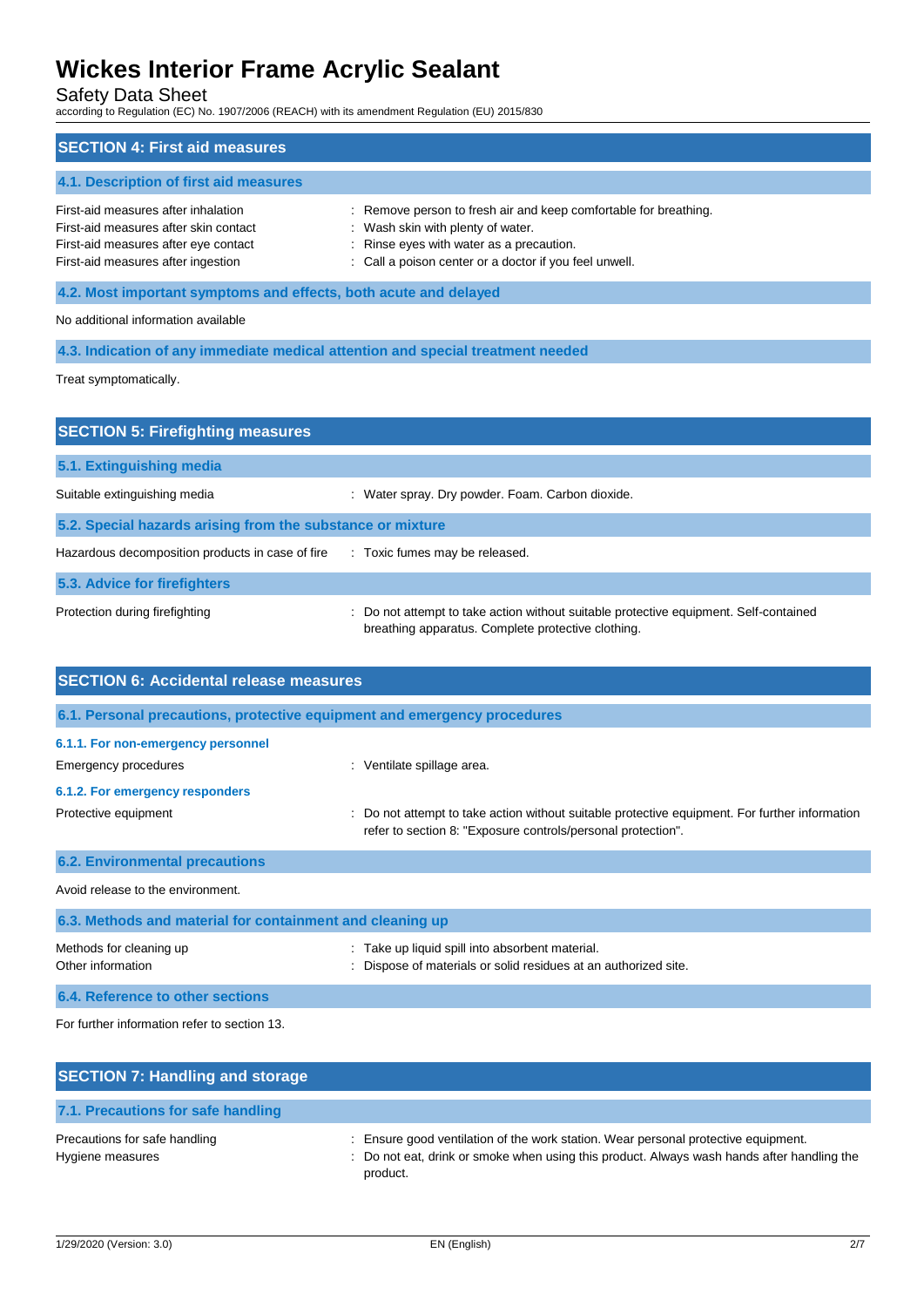## SECTION 4: First aid measures

### 4.1. Description of first aid measures

First-aid measures after inhalation : Remove person to fresh air and keep comfortable for breathing.
First-aid measures after skin contact : Wash skin with plenty of water.
First-aid measures after eye contact : Rinse eyes with water as a precaution.
First-aid measures after ingestion : Call a poison center or a doctor if you feel unwell.

### 4.2. Most important symptoms and effects, both acute and delayed

No additional information available

### 4.3. Indication of any immediate medical attention and special treatment needed

Treat symptomatically.

## SECTION 5: Firefighting measures

### 5.1. Extinguishing media

Suitable extinguishing media : Water spray. Dry powder. Foam. Carbon dioxide.

### 5.2. Special hazards arising from the substance or mixture

Hazardous decomposition products in case of fire : Toxic fumes may be released.

### 5.3. Advice for firefighters

Protection during firefighting : Do not attempt to take action without suitable protective equipment. Self-contained breathing apparatus. Complete protective clothing.

## SECTION 6: Accidental release measures

### 6.1. Personal precautions, protective equipment and emergency procedures

#### 6.1.1. For non-emergency personnel

Emergency procedures : Ventilate spillage area.

#### 6.1.2. For emergency responders

Protective equipment : Do not attempt to take action without suitable protective equipment. For further information refer to section 8: "Exposure controls/personal protection".

### 6.2. Environmental precautions

Avoid release to the environment.

### 6.3. Methods and material for containment and cleaning up

Methods for cleaning up : Take up liquid spill into absorbent material.
Other information : Dispose of materials or solid residues at an authorized site.

### 6.4. Reference to other sections

For further information refer to section 13.

## SECTION 7: Handling and storage

### 7.1. Precautions for safe handling

Precautions for safe handling : Ensure good ventilation of the work station. Wear personal protective equipment.
Hygiene measures : Do not eat, drink or smoke when using this product. Always wash hands after handling the product.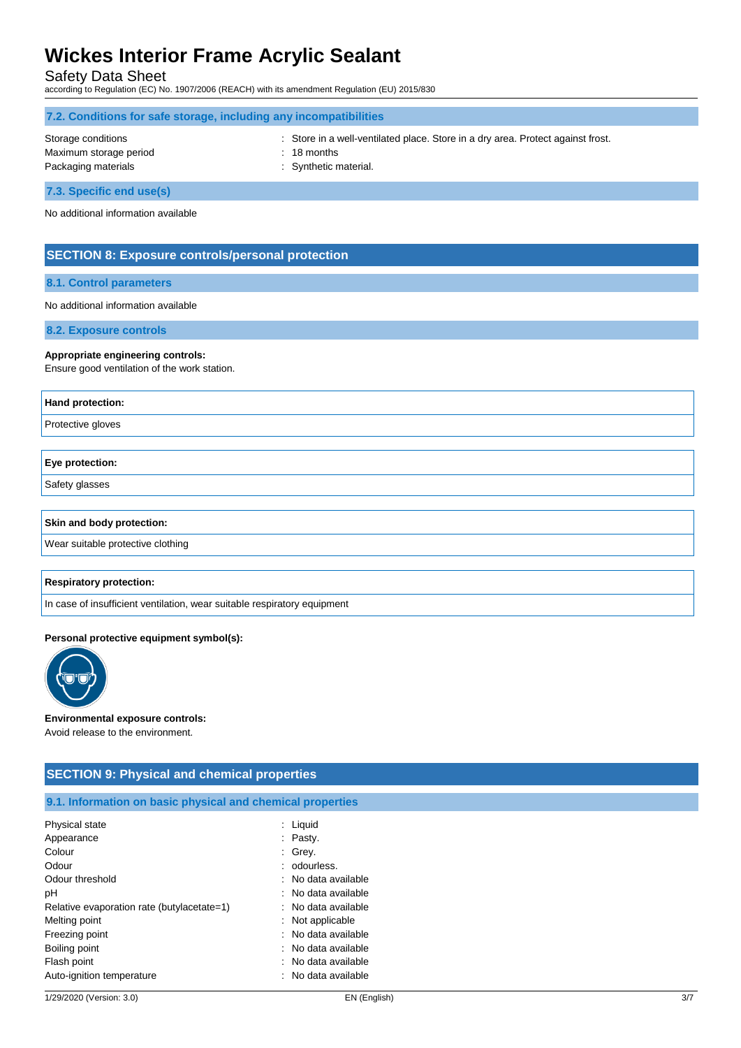### 7.2. Conditions for safe storage, including any incompatibilities

| | |
|---|---|
| Storage conditions | : Store in a well-ventilated place. Store in a dry area. Protect against frost. |
| Maximum storage period | : 18 months |
| Packaging materials | : Synthetic material. |

### 7.3. Specific end use(s)

No additional information available

## SECTION 8: Exposure controls/personal protection

### 8.1. Control parameters

No additional information available

### 8.2. Exposure controls

**Appropriate engineering controls:**
Ensure good ventilation of the work station.

| Hand protection: |
|---|
| Protective gloves |

| Eye protection: |
|---|
| Safety glasses |

| Skin and body protection: |
|---|
| Wear suitable protective clothing |

| Respiratory protection: |
|---|
| In case of insufficient ventilation, wear suitable respiratory equipment |

**Personal protective equipment symbol(s):**

**Environmental exposure controls:**
Avoid release to the environment.

## SECTION 9: Physical and chemical properties

### 9.1. Information on basic physical and chemical properties

| | |
|---|---|
| Physical state | : Liquid |
| Appearance | : Pasty. |
| Colour | : Grey. |
| Odour | : odourless. |
| Odour threshold | : No data available |
| pH | : No data available |
| Relative evaporation rate (butylacetate=1) | : No data available |
| Melting point | : Not applicable |
| Freezing point | : No data available |
| Boiling point | : No data available |
| Flash point | : No data available |
| Auto-ignition temperature | : No data available |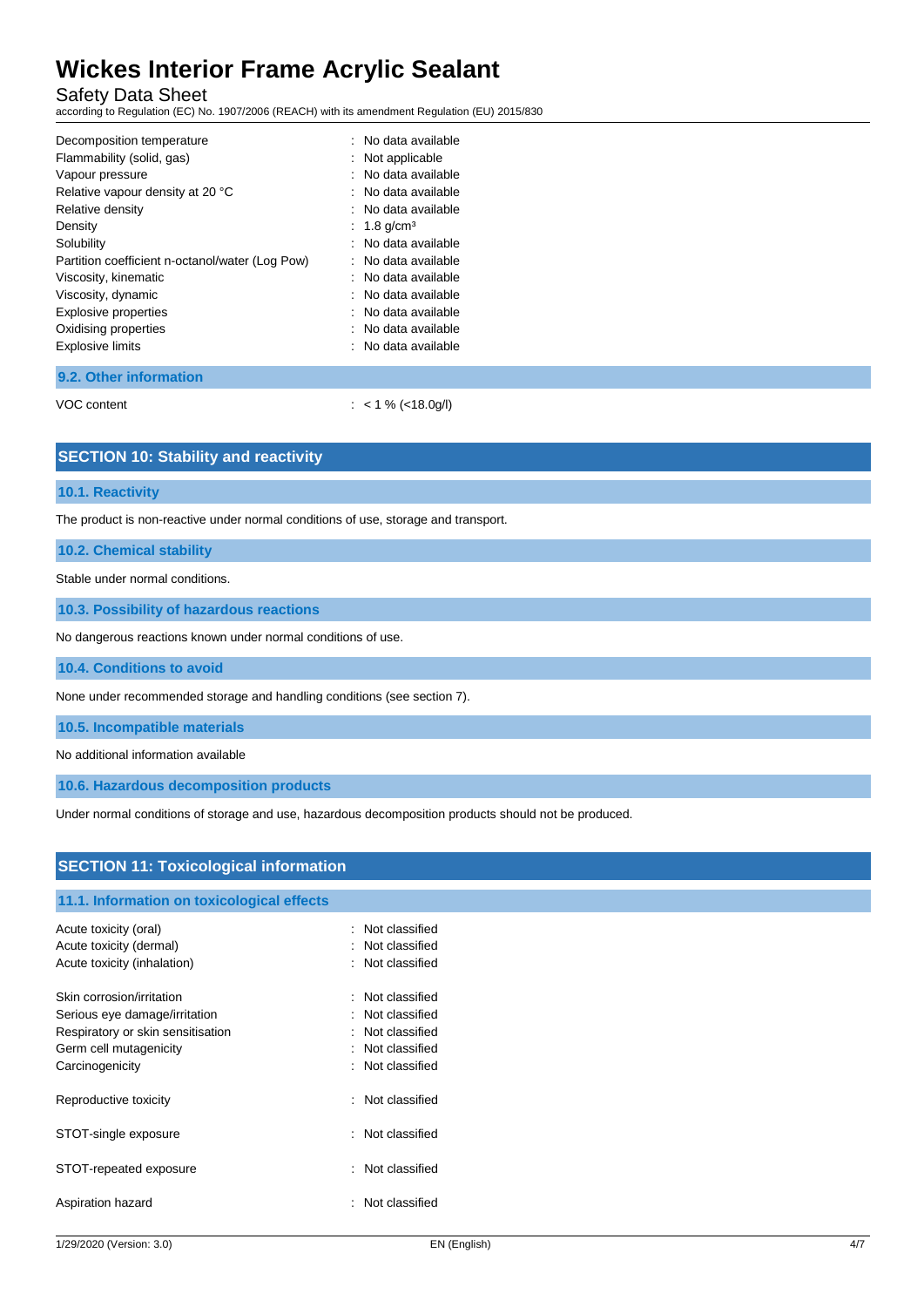| Property | Value |
| --- | --- |
| Decomposition temperature | : No data available |
| Flammability (solid, gas) | : Not applicable |
| Vapour pressure | : No data available |
| Relative vapour density at 20 °C | : No data available |
| Relative density | : No data available |
| Density | : 1.8 g/cm³ |
| Solubility | : No data available |
| Partition coefficient n-octanol/water (Log Pow) | : No data available |
| Viscosity, kinematic | : No data available |
| Viscosity, dynamic | : No data available |
| Explosive properties | : No data available |
| Oxidising properties | : No data available |
| Explosive limits | : No data available |

### 9.2. Other information

| | |
| --- | --- |
| VOC content | : < 1 % (<18.0g/l) |

## SECTION 10: Stability and reactivity

### 10.1. Reactivity

The product is non-reactive under normal conditions of use, storage and transport.

### 10.2. Chemical stability

Stable under normal conditions.

### 10.3. Possibility of hazardous reactions

No dangerous reactions known under normal conditions of use.

### 10.4. Conditions to avoid

None under recommended storage and handling conditions (see section 7).

### 10.5. Incompatible materials

No additional information available

### 10.6. Hazardous decomposition products

Under normal conditions of storage and use, hazardous decomposition products should not be produced.

## SECTION 11: Toxicological information

### 11.1. Information on toxicological effects

| Effect | Classification |
| --- | --- |
| Acute toxicity (oral) | : Not classified |
| Acute toxicity (dermal) | : Not classified |
| Acute toxicity (inhalation) | : Not classified |
| Skin corrosion/irritation | : Not classified |
| Serious eye damage/irritation | : Not classified |
| Respiratory or skin sensitisation | : Not classified |
| Germ cell mutagenicity | : Not classified |
| Carcinogenicity | : Not classified |
| Reproductive toxicity | : Not classified |
| STOT-single exposure | : Not classified |
| STOT-repeated exposure | : Not classified |
| Aspiration hazard | : Not classified |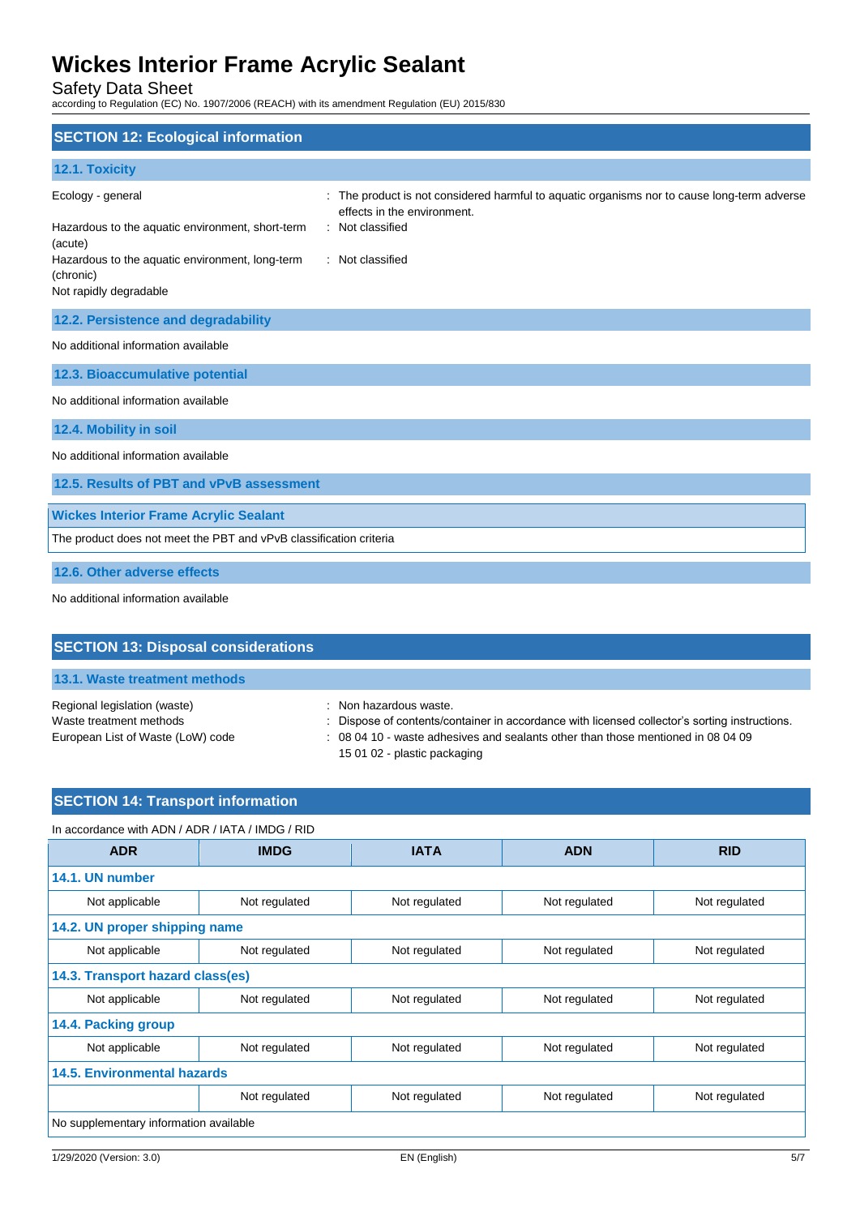## SECTION 12: Ecological information

### 12.1. Toxicity

| | |
|---|---|
| Ecology - general | : The product is not considered harmful to aquatic organisms nor to cause long-term adverse effects in the environment. |
| Hazardous to the aquatic environment, short-term (acute) | : Not classified |
| Hazardous to the aquatic environment, long-term (chronic) | : Not classified |
| Not rapidly degradable | |

### 12.2. Persistence and degradability

No additional information available

### 12.3. Bioaccumulative potential

No additional information available

### 12.4. Mobility in soil

No additional information available

### 12.5. Results of PBT and vPvB assessment

| Wickes Interior Frame Acrylic Sealant |
|---|
| The product does not meet the PBT and vPvB classification criteria |

### 12.6. Other adverse effects

No additional information available

## SECTION 13: Disposal considerations

### 13.1. Waste treatment methods

| | |
|---|---|
| Regional legislation (waste) | : Non hazardous waste. |
| Waste treatment methods | : Dispose of contents/container in accordance with licensed collector's sorting instructions. |
| European List of Waste (LoW) code | : 08 04 10 - waste adhesives and sealants other than those mentioned in 08 04 09<br>15 01 02 - plastic packaging |

## SECTION 14: Transport information

In accordance with ADN / ADR / IATA / IMDG / RID

| ADR | IMDG | IATA | ADN | RID |
|---|---|---|---|---|
| **14.1. UN number** | | | | |
| Not applicable | Not regulated | Not regulated | Not regulated | Not regulated |
| **14.2. UN proper shipping name** | | | | |
| Not applicable | Not regulated | Not regulated | Not regulated | Not regulated |
| **14.3. Transport hazard class(es)** | | | | |
| Not applicable | Not regulated | Not regulated | Not regulated | Not regulated |
| **14.4. Packing group** | | | | |
| Not applicable | Not regulated | Not regulated | Not regulated | Not regulated |
| **14.5. Environmental hazards** | | | | |
| | Not regulated | Not regulated | Not regulated | Not regulated |
| No supplementary information available | | | | |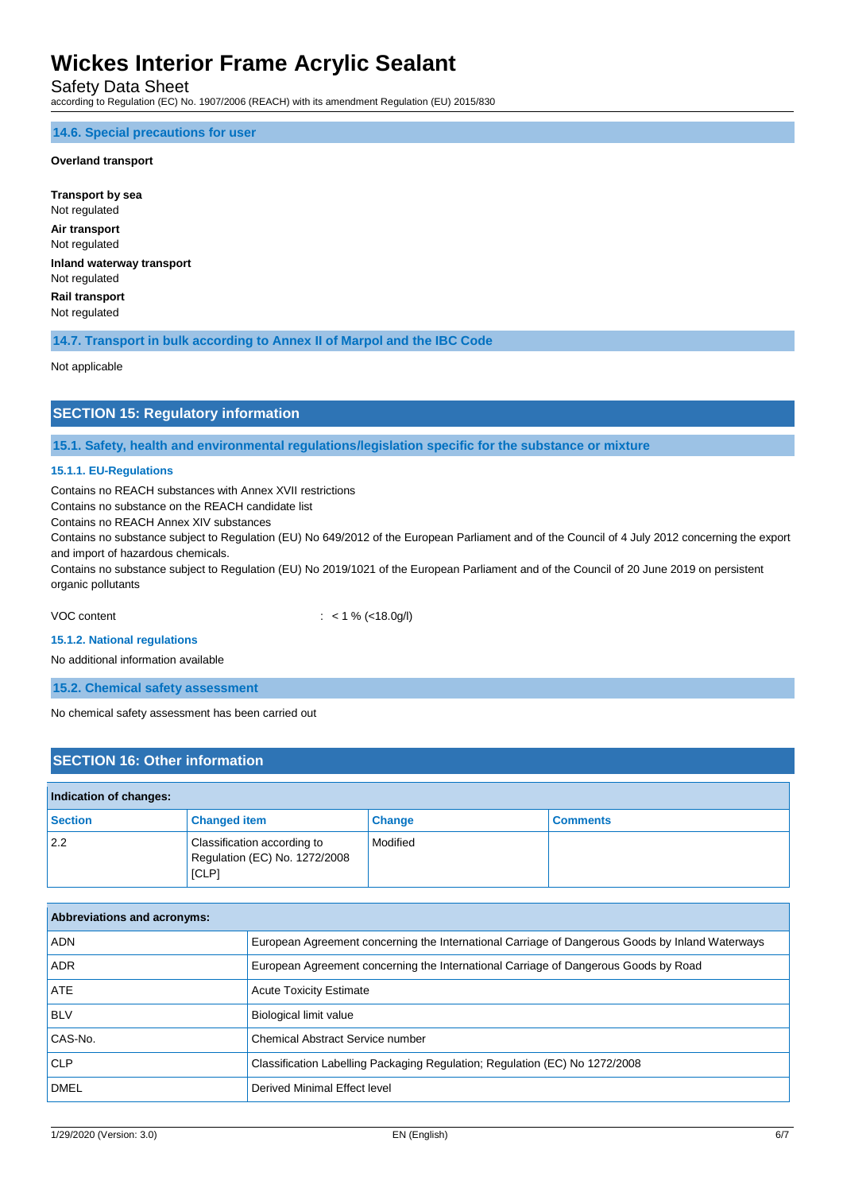### 14.6. Special precautions for user

**Overland transport**

**Transport by sea**
Not regulated

**Air transport**
Not regulated

**Inland waterway transport**
Not regulated

**Rail transport**
Not regulated

### 14.7. Transport in bulk according to Annex II of Marpol and the IBC Code

Not applicable

## SECTION 15: Regulatory information

### 15.1. Safety, health and environmental regulations/legislation specific for the substance or mixture

#### 15.1.1. EU-Regulations

Contains no REACH substances with Annex XVII restrictions
Contains no substance on the REACH candidate list
Contains no REACH Annex XIV substances
Contains no substance subject to Regulation (EU) No 649/2012 of the European Parliament and of the Council of 4 July 2012 concerning the export and import of hazardous chemicals.
Contains no substance subject to Regulation (EU) No 2019/1021 of the European Parliament and of the Council of 20 June 2019 on persistent organic pollutants

VOC content : < 1 % (<18.0g/l)

#### 15.1.2. National regulations

No additional information available

### 15.2. Chemical safety assessment

No chemical safety assessment has been carried out

## SECTION 16: Other information

**Indication of changes:**

| Section | Changed item | Change | Comments |
|---|---|---|---|
| 2.2 | Classification according to Regulation (EC) No. 1272/2008 [CLP] | Modified | |

| Abbreviations and acronyms: | |
|---|---|
| ADN | European Agreement concerning the International Carriage of Dangerous Goods by Inland Waterways |
| ADR | European Agreement concerning the International Carriage of Dangerous Goods by Road |
| ATE | Acute Toxicity Estimate |
| BLV | Biological limit value |
| CAS-No. | Chemical Abstract Service number |
| CLP | Classification Labelling Packaging Regulation; Regulation (EC) No 1272/2008 |
| DMEL | Derived Minimal Effect level |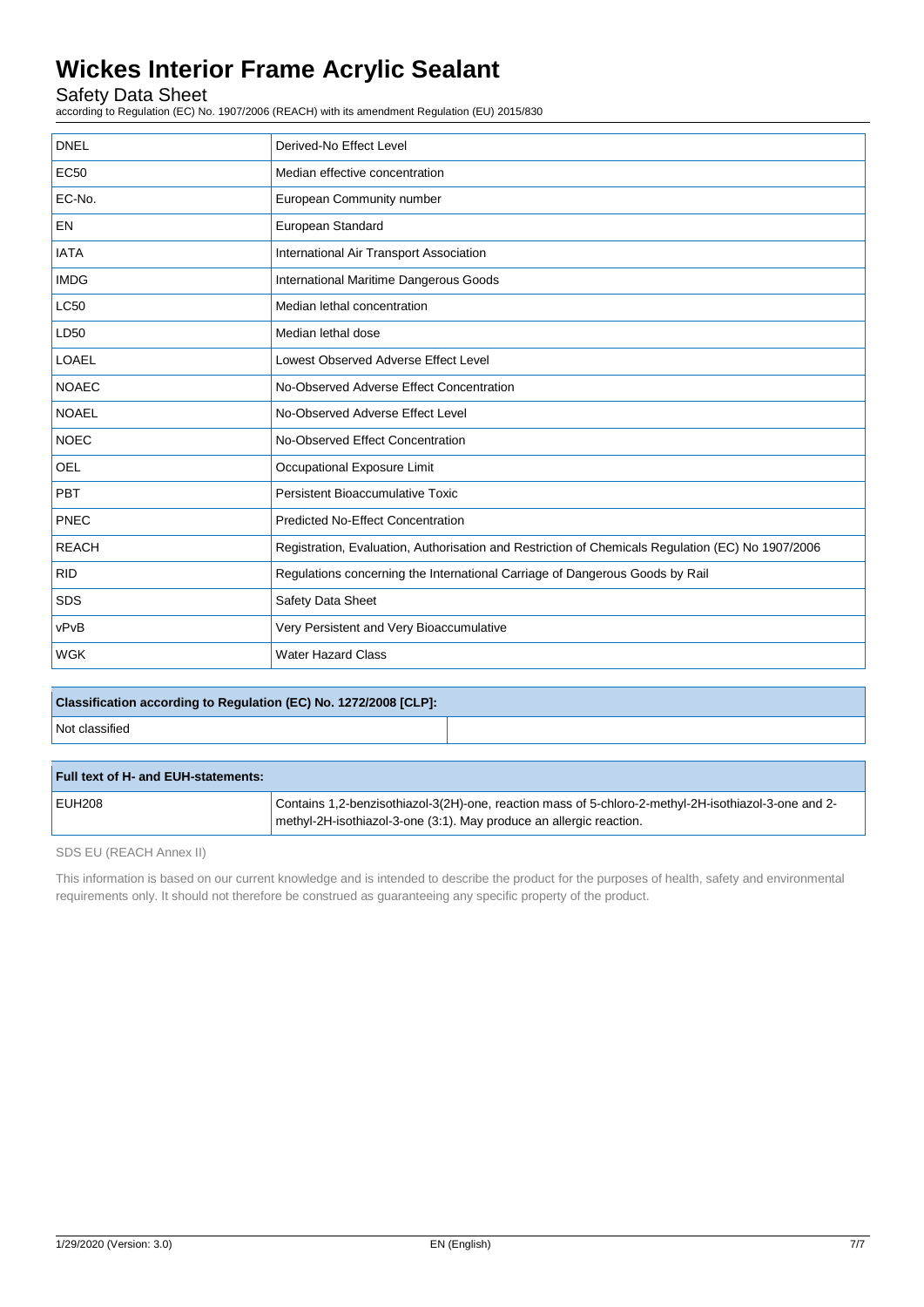| | |
|---|---|
| DNEL | Derived-No Effect Level |
| EC50 | Median effective concentration |
| EC-No. | European Community number |
| EN | European Standard |
| IATA | International Air Transport Association |
| IMDG | International Maritime Dangerous Goods |
| LC50 | Median lethal concentration |
| LD50 | Median lethal dose |
| LOAEL | Lowest Observed Adverse Effect Level |
| NOAEC | No-Observed Adverse Effect Concentration |
| NOAEL | No-Observed Adverse Effect Level |
| NOEC | No-Observed Effect Concentration |
| OEL | Occupational Exposure Limit |
| PBT | Persistent Bioaccumulative Toxic |
| PNEC | Predicted No-Effect Concentration |
| REACH | Registration, Evaluation, Authorisation and Restriction of Chemicals Regulation (EC) No 1907/2006 |
| RID | Regulations concerning the International Carriage of Dangerous Goods by Rail |
| SDS | Safety Data Sheet |
| vPvB | Very Persistent and Very Bioaccumulative |
| WGK | Water Hazard Class |

| Classification according to Regulation (EC) No. 1272/2008 [CLP]: | |
|---|---|
| Not classified | |

| Full text of H- and EUH-statements: | |
|---|---|
| EUH208 | Contains 1,2-benzisothiazol-3(2H)-one, reaction mass of 5-chloro-2-methyl-2H-isothiazol-3-one and 2-methyl-2H-isothiazol-3-one (3:1). May produce an allergic reaction. |

SDS EU (REACH Annex II)

This information is based on our current knowledge and is intended to describe the product for the purposes of health, safety and environmental requirements only. It should not therefore be construed as guaranteeing any specific property of the product.